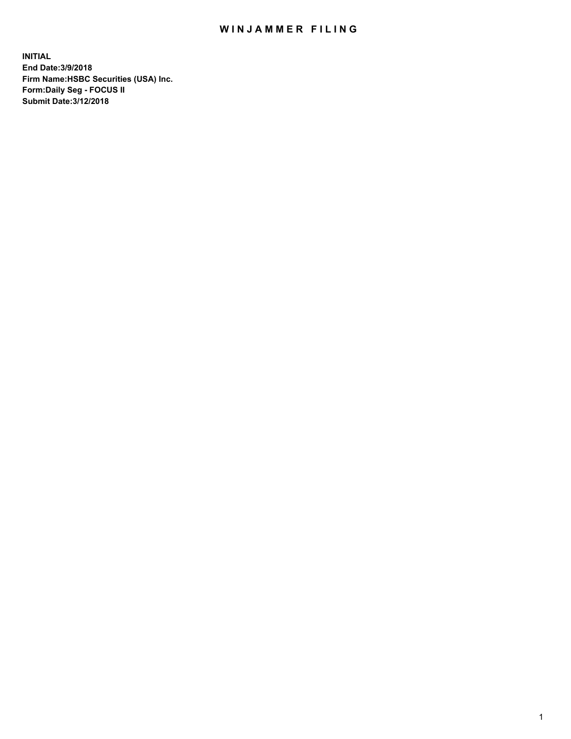# WINJAMMER FILING

**INITIAL**
**End Date:3/9/2018**
**Firm Name:HSBC Securities (USA) Inc.**
**Form:Daily Seg - FOCUS II**
**Submit Date:3/12/2018**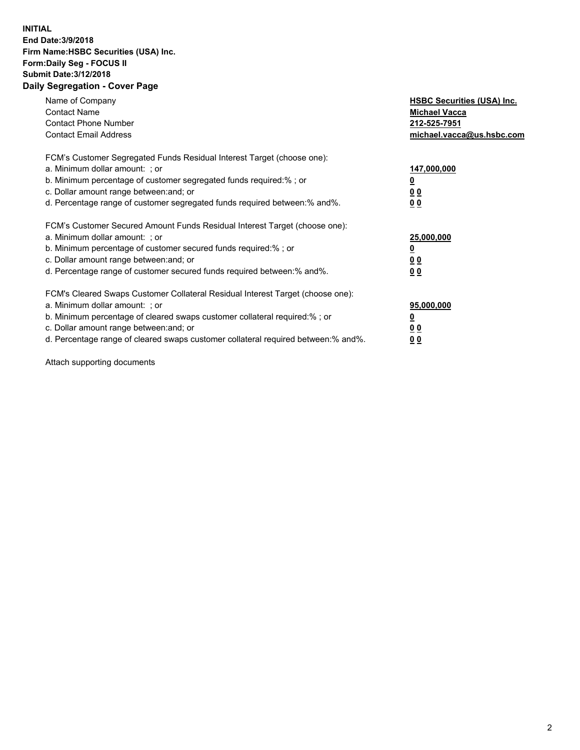**INITIAL**
**End Date:3/9/2018**
**Firm Name:HSBC Securities (USA) Inc.**
**Form:Daily Seg - FOCUS II**
**Submit Date:3/12/2018**

## Daily Segregation - Cover Page

| | |
|---|---|
| Name of Company | **HSBC Securities (USA) Inc.** |
| Contact Name | **Michael Vacca** |
| Contact Phone Number | **212-525-7951** |
| Contact Email Address | **michael.vacca@us.hsbc.com** |

| | |
|---|---|
| FCM's Customer Segregated Funds Residual Interest Target (choose one): | |
| a. Minimum dollar amount: ; or | **147,000,000** |
| b. Minimum percentage of customer segregated funds required:% ; or | **0** |
| c. Dollar amount range between:and; or | **0 0** |
| d. Percentage range of customer segregated funds required between:% and%. | **0 0** |

| | |
|---|---|
| FCM's Customer Secured Amount Funds Residual Interest Target (choose one): | |
| a. Minimum dollar amount: ; or | **25,000,000** |
| b. Minimum percentage of customer secured funds required:% ; or | **0** |
| c. Dollar amount range between:and; or | **0 0** |
| d. Percentage range of customer secured funds required between:% and%. | **0 0** |

| | |
|---|---|
| FCM's Cleared Swaps Customer Collateral Residual Interest Target (choose one): | |
| a. Minimum dollar amount: ; or | **95,000,000** |
| b. Minimum percentage of cleared swaps customer collateral required:% ; or | **0** |
| c. Dollar amount range between:and; or | **0 0** |
| d. Percentage range of cleared swaps customer collateral required between:% and%. | **0 0** |

Attach supporting documents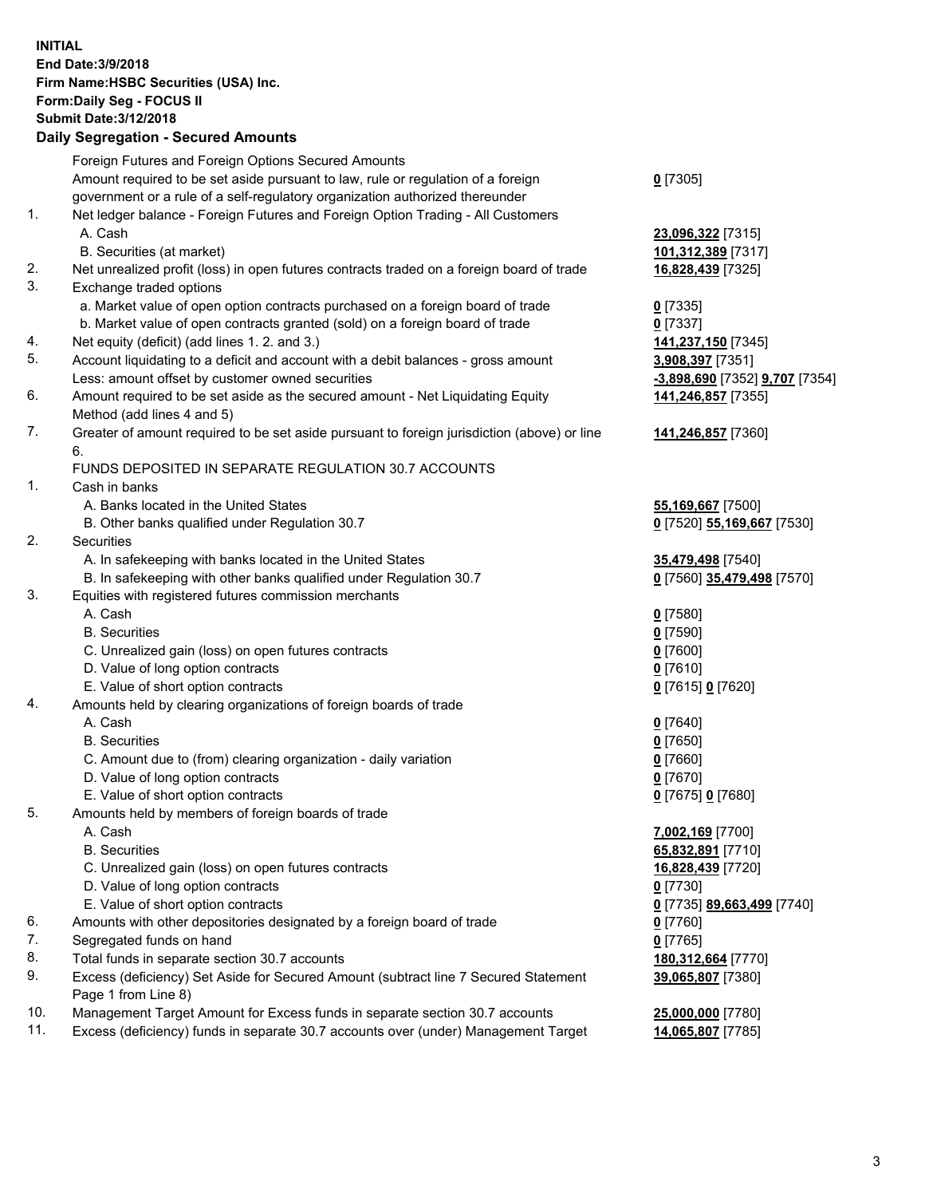**INITIAL**
**End Date:3/9/2018**
**Firm Name:HSBC Securities (USA) Inc.**
**Form:Daily Seg - FOCUS II**
**Submit Date:3/12/2018**

## Daily Segregation - Secured Amounts

| | | |
|---|---|---|
| | Foreign Futures and Foreign Options Secured Amounts | |
| | Amount required to be set aside pursuant to law, rule or regulation of a foreign government or a rule of a self-regulatory organization authorized thereunder | **0** [7305] |
| 1. | Net ledger balance - Foreign Futures and Foreign Option Trading - All Customers | |
| | A. Cash | **23,096,322** [7315] |
| | B. Securities (at market) | **101,312,389** [7317] |
| 2. | Net unrealized profit (loss) in open futures contracts traded on a foreign board of trade | **16,828,439** [7325] |
| 3. | Exchange traded options | |
| | a. Market value of open option contracts purchased on a foreign board of trade | **0** [7335] |
| | b. Market value of open contracts granted (sold) on a foreign board of trade | **0** [7337] |
| 4. | Net equity (deficit) (add lines 1. 2. and 3.) | **141,237,150** [7345] |
| 5. | Account liquidating to a deficit and account with a debit balances - gross amount | **3,908,397** [7351] |
| | Less: amount offset by customer owned securities | **-3,898,690** [7352] **9,707** [7354] |
| 6. | Amount required to be set aside as the secured amount - Net Liquidating Equity Method (add lines 4 and 5) | **141,246,857** [7355] |
| 7. | Greater of amount required to be set aside pursuant to foreign jurisdiction (above) or line 6. | **141,246,857** [7360] |
| | FUNDS DEPOSITED IN SEPARATE REGULATION 30.7 ACCOUNTS | |
| 1. | Cash in banks | |
| | A. Banks located in the United States | **55,169,667** [7500] |
| | B. Other banks qualified under Regulation 30.7 | **0** [7520] **55,169,667** [7530] |
| 2. | Securities | |
| | A. In safekeeping with banks located in the United States | **35,479,498** [7540] |
| | B. In safekeeping with other banks qualified under Regulation 30.7 | **0** [7560] **35,479,498** [7570] |
| 3. | Equities with registered futures commission merchants | |
| | A. Cash | **0** [7580] |
| | B. Securities | **0** [7590] |
| | C. Unrealized gain (loss) on open futures contracts | **0** [7600] |
| | D. Value of long option contracts | **0** [7610] |
| | E. Value of short option contracts | **0** [7615] **0** [7620] |
| 4. | Amounts held by clearing organizations of foreign boards of trade | |
| | A. Cash | **0** [7640] |
| | B. Securities | **0** [7650] |
| | C. Amount due to (from) clearing organization - daily variation | **0** [7660] |
| | D. Value of long option contracts | **0** [7670] |
| | E. Value of short option contracts | **0** [7675] **0** [7680] |
| 5. | Amounts held by members of foreign boards of trade | |
| | A. Cash | **7,002,169** [7700] |
| | B. Securities | **65,832,891** [7710] |
| | C. Unrealized gain (loss) on open futures contracts | **16,828,439** [7720] |
| | D. Value of long option contracts | **0** [7730] |
| | E. Value of short option contracts | **0** [7735] **89,663,499** [7740] |
| 6. | Amounts with other depositories designated by a foreign board of trade | **0** [7760] |
| 7. | Segregated funds on hand | **0** [7765] |
| 8. | Total funds in separate section 30.7 accounts | **180,312,664** [7770] |
| 9. | Excess (deficiency) Set Aside for Secured Amount (subtract line 7 Secured Statement Page 1 from Line 8) | **39,065,807** [7380] |
| 10. | Management Target Amount for Excess funds in separate section 30.7 accounts | **25,000,000** [7780] |
| 11. | Excess (deficiency) funds in separate 30.7 accounts over (under) Management Target | **14,065,807** [7785] |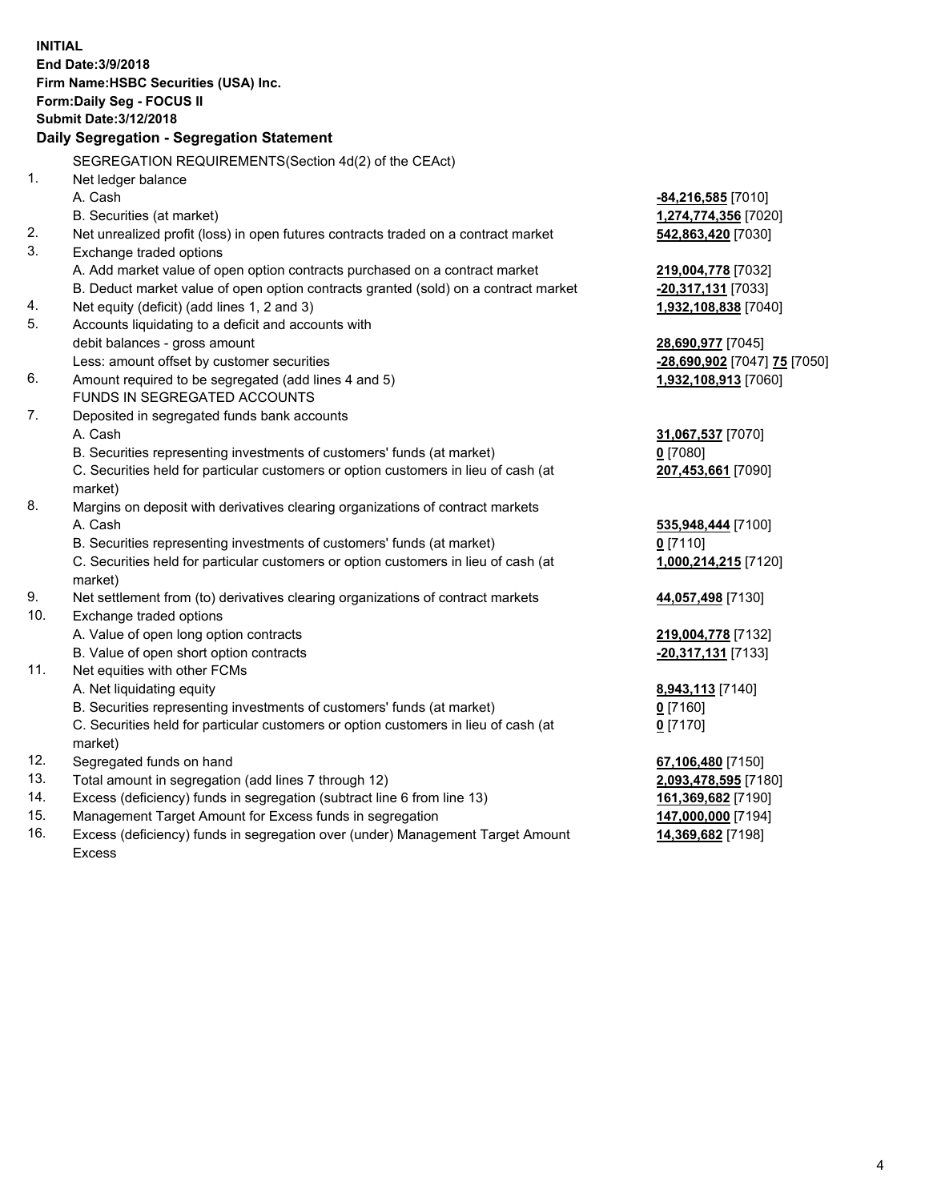**INITIAL**
**End Date:3/9/2018**
**Firm Name:HSBC Securities (USA) Inc.**
**Form:Daily Seg - FOCUS II**
**Submit Date:3/12/2018**

## Daily Segregation - Segregation Statement

SEGREGATION REQUIREMENTS(Section 4d(2) of the CEAct)

| | | |
|---|---|---|
| 1. | Net ledger balance | |
| | A. Cash | **-84,216,585** [7010] |
| | B. Securities (at market) | **1,274,774,356** [7020] |
| 2. | Net unrealized profit (loss) in open futures contracts traded on a contract market | **542,863,420** [7030] |
| 3. | Exchange traded options | |
| | A. Add market value of open option contracts purchased on a contract market | **219,004,778** [7032] |
| | B. Deduct market value of open option contracts granted (sold) on a contract market | **-20,317,131** [7033] |
| 4. | Net equity (deficit) (add lines 1, 2 and 3) | **1,932,108,838** [7040] |
| 5. | Accounts liquidating to a deficit and accounts with | |
| | debit balances - gross amount | **28,690,977** [7045] |
| | Less: amount offset by customer securities | **-28,690,902** [7047] **75** [7050] |
| 6. | Amount required to be segregated (add lines 4 and 5) | **1,932,108,913** [7060] |
| | FUNDS IN SEGREGATED ACCOUNTS | |
| 7. | Deposited in segregated funds bank accounts | |
| | A. Cash | **31,067,537** [7070] |
| | B. Securities representing investments of customers' funds (at market) | **0** [7080] |
| | C. Securities held for particular customers or option customers in lieu of cash (at market) | **207,453,661** [7090] |
| 8. | Margins on deposit with derivatives clearing organizations of contract markets | |
| | A. Cash | **535,948,444** [7100] |
| | B. Securities representing investments of customers' funds (at market) | **0** [7110] |
| | C. Securities held for particular customers or option customers in lieu of cash (at market) | **1,000,214,215** [7120] |
| 9. | Net settlement from (to) derivatives clearing organizations of contract markets | **44,057,498** [7130] |
| 10. | Exchange traded options | |
| | A. Value of open long option contracts | **219,004,778** [7132] |
| | B. Value of open short option contracts | **-20,317,131** [7133] |
| 11. | Net equities with other FCMs | |
| | A. Net liquidating equity | **8,943,113** [7140] |
| | B. Securities representing investments of customers' funds (at market) | **0** [7160] |
| | C. Securities held for particular customers or option customers in lieu of cash (at market) | **0** [7170] |
| 12. | Segregated funds on hand | **67,106,480** [7150] |
| 13. | Total amount in segregation (add lines 7 through 12) | **2,093,478,595** [7180] |
| 14. | Excess (deficiency) funds in segregation (subtract line 6 from line 13) | **161,369,682** [7190] |
| 15. | Management Target Amount for Excess funds in segregation | **147,000,000** [7194] |
| 16. | Excess (deficiency) funds in segregation over (under) Management Target Amount Excess | **14,369,682** [7198] |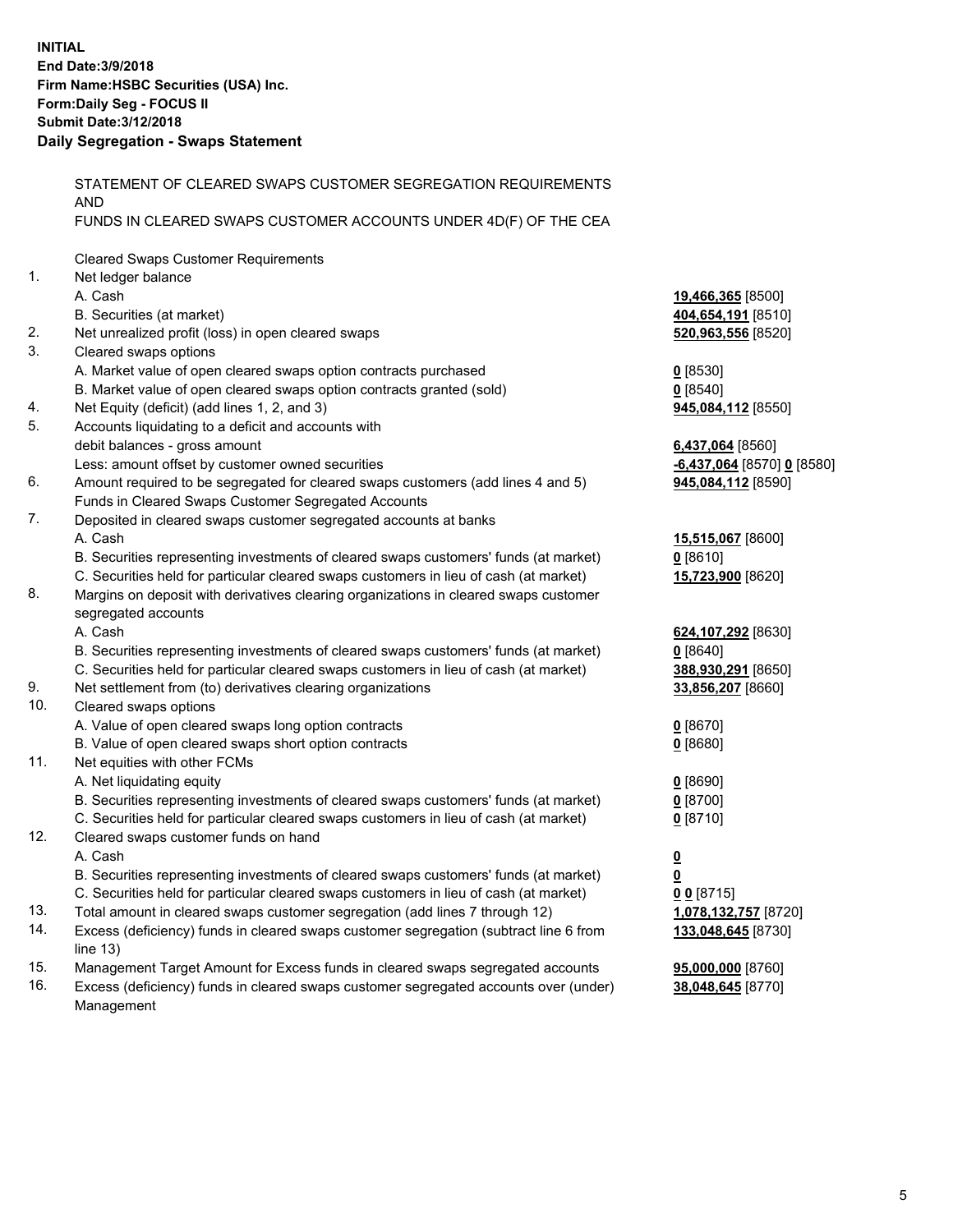**INITIAL**
**End Date:3/9/2018**
**Firm Name:HSBC Securities (USA) Inc.**
**Form:Daily Seg - FOCUS II**
**Submit Date:3/12/2018**
**Daily Segregation - Swaps Statement**

STATEMENT OF CLEARED SWAPS CUSTOMER SEGREGATION REQUIREMENTS AND FUNDS IN CLEARED SWAPS CUSTOMER ACCOUNTS UNDER 4D(F) OF THE CEA

| | | |
|---|---|---|
| | Cleared Swaps Customer Requirements | |
| 1. | Net ledger balance | |
| | A. Cash | **19,466,365** [8500] |
| | B. Securities (at market) | **404,654,191** [8510] |
| 2. | Net unrealized profit (loss) in open cleared swaps | **520,963,556** [8520] |
| 3. | Cleared swaps options | |
| | A. Market value of open cleared swaps option contracts purchased | **0** [8530] |
| | B. Market value of open cleared swaps option contracts granted (sold) | **0** [8540] |
| 4. | Net Equity (deficit) (add lines 1, 2, and 3) | **945,084,112** [8550] |
| 5. | Accounts liquidating to a deficit and accounts with debit balances - gross amount | **6,437,064** [8560] |
| | Less: amount offset by customer owned securities | **-6,437,064** [8570] **0** [8580] |
| 6. | Amount required to be segregated for cleared swaps customers (add lines 4 and 5) | **945,084,112** [8590] |
| | Funds in Cleared Swaps Customer Segregated Accounts | |
| 7. | Deposited in cleared swaps customer segregated accounts at banks | |
| | A. Cash | **15,515,067** [8600] |
| | B. Securities representing investments of cleared swaps customers' funds (at market) | **0** [8610] |
| | C. Securities held for particular cleared swaps customers in lieu of cash (at market) | **15,723,900** [8620] |
| 8. | Margins on deposit with derivatives clearing organizations in cleared swaps customer segregated accounts | |
| | A. Cash | **624,107,292** [8630] |
| | B. Securities representing investments of cleared swaps customers' funds (at market) | **0** [8640] |
| | C. Securities held for particular cleared swaps customers in lieu of cash (at market) | **388,930,291** [8650] |
| 9. | Net settlement from (to) derivatives clearing organizations | **33,856,207** [8660] |
| 10. | Cleared swaps options | |
| | A. Value of open cleared swaps long option contracts | **0** [8670] |
| | B. Value of open cleared swaps short option contracts | **0** [8680] |
| 11. | Net equities with other FCMs | |
| | A. Net liquidating equity | **0** [8690] |
| | B. Securities representing investments of cleared swaps customers' funds (at market) | **0** [8700] |
| | C. Securities held for particular cleared swaps customers in lieu of cash (at market) | **0** [8710] |
| 12. | Cleared swaps customer funds on hand | |
| | A. Cash | **0** |
| | B. Securities representing investments of cleared swaps customers' funds (at market) | **0** |
| | C. Securities held for particular cleared swaps customers in lieu of cash (at market) | **0** **0** [8715] |
| 13. | Total amount in cleared swaps customer segregation (add lines 7 through 12) | **1,078,132,757** [8720] |
| 14. | Excess (deficiency) funds in cleared swaps customer segregation (subtract line 6 from line 13) | **133,048,645** [8730] |
| 15. | Management Target Amount for Excess funds in cleared swaps segregated accounts | **95,000,000** [8760] |
| 16. | Excess (deficiency) funds in cleared swaps customer segregated accounts over (under) Management | **38,048,645** [8770] |